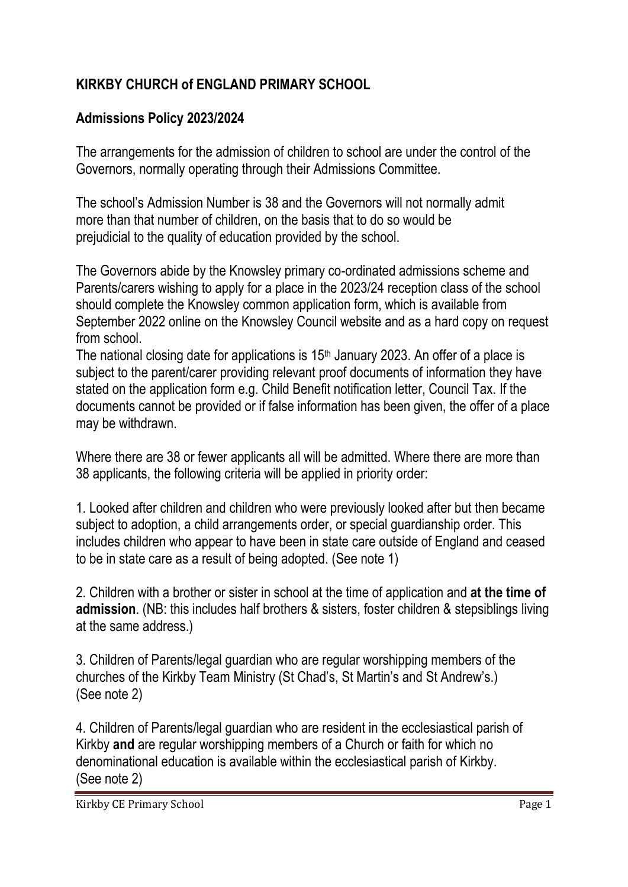## KIRKBY CHURCH of ENGLAND PRIMARY SCHOOL

## Admissions Policy 2023/2024

The arrangements for the admission of children to school are under the control of the Governors, normally operating through their Admissions Committee.

The school's Admission Number is 38 and the Governors will not normally admit more than that number of children, on the basis that to do so would be prejudicial to the quality of education provided by the school.

The Governors abide by the Knowsley primary co-ordinated admissions scheme and Parents/carers wishing to apply for a place in the 2023/24 reception class of the school should complete the Knowsley common application form, which is available from September 2022 online on the Knowsley Council website and as a hard copy on request from school.

The national closing date for applications is 15th January 2023. An offer of a place is subject to the parent/carer providing relevant proof documents of information they have stated on the application form e.g. Child Benefit notification letter, Council Tax. If the documents cannot be provided or if false information has been given, the offer of a place may be withdrawn.

Where there are 38 or fewer applicants all will be admitted. Where there are more than 38 applicants, the following criteria will be applied in priority order:

1. Looked after children and children who were previously looked after but then became subject to adoption, a child arrangements order, or special guardianship order. This includes children who appear to have been in state care outside of England and ceased to be in state care as a result of being adopted. (See note 1)

2. Children with a brother or sister in school at the time of application and **at the time of admission**. (NB: this includes half brothers & sisters, foster children & stepsiblings living at the same address.)

3. Children of Parents/legal guardian who are regular worshipping members of the churches of the Kirkby Team Ministry (St Chad's, St Martin's and St Andrew's.) (See note 2)

4. Children of Parents/legal guardian who are resident in the ecclesiastical parish of Kirkby **and** are regular worshipping members of a Church or faith for which no denominational education is available within the ecclesiastical parish of Kirkby. (See note 2)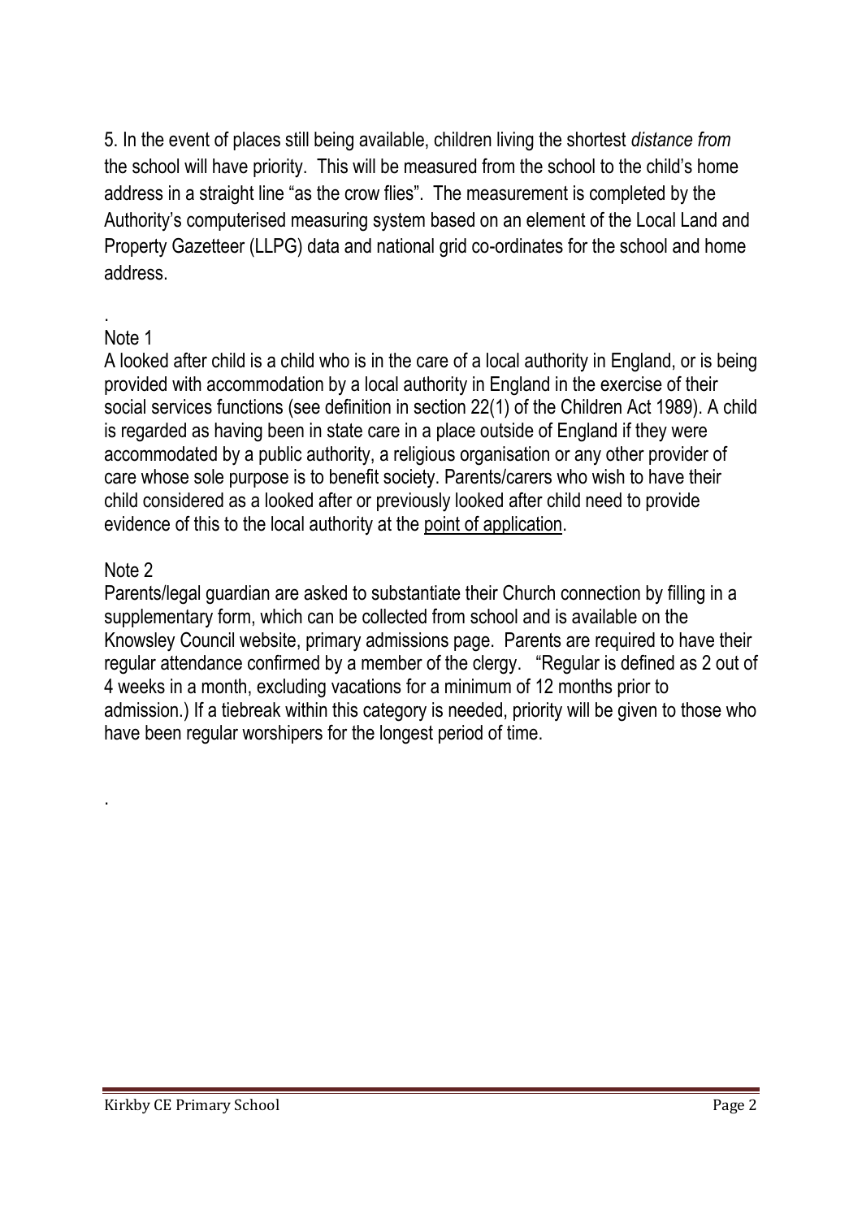5. In the event of places still being available, children living the shortest *distance from* the school will have priority. This will be measured from the school to the child's home address in a straight line "as the crow flies". The measurement is completed by the Authority's computerised measuring system based on an element of the Local Land and Property Gazetteer (LLPG) data and national grid co-ordinates for the school and home address.

.

Note 1

A looked after child is a child who is in the care of a local authority in England, or is being provided with accommodation by a local authority in England in the exercise of their social services functions (see definition in section 22(1) of the Children Act 1989). A child is regarded as having been in state care in a place outside of England if they were accommodated by a public authority, a religious organisation or any other provider of care whose sole purpose is to benefit society. Parents/carers who wish to have their child considered as a looked after or previously looked after child need to provide evidence of this to the local authority at the point of application.

Note 2

Parents/legal guardian are asked to substantiate their Church connection by filling in a supplementary form, which can be collected from school and is available on the Knowsley Council website, primary admissions page. Parents are required to have their regular attendance confirmed by a member of the clergy. "Regular is defined as 2 out of 4 weeks in a month, excluding vacations for a minimum of 12 months prior to admission.) If a tiebreak within this category is needed, priority will be given to those who have been regular worshipers for the longest period of time.

.